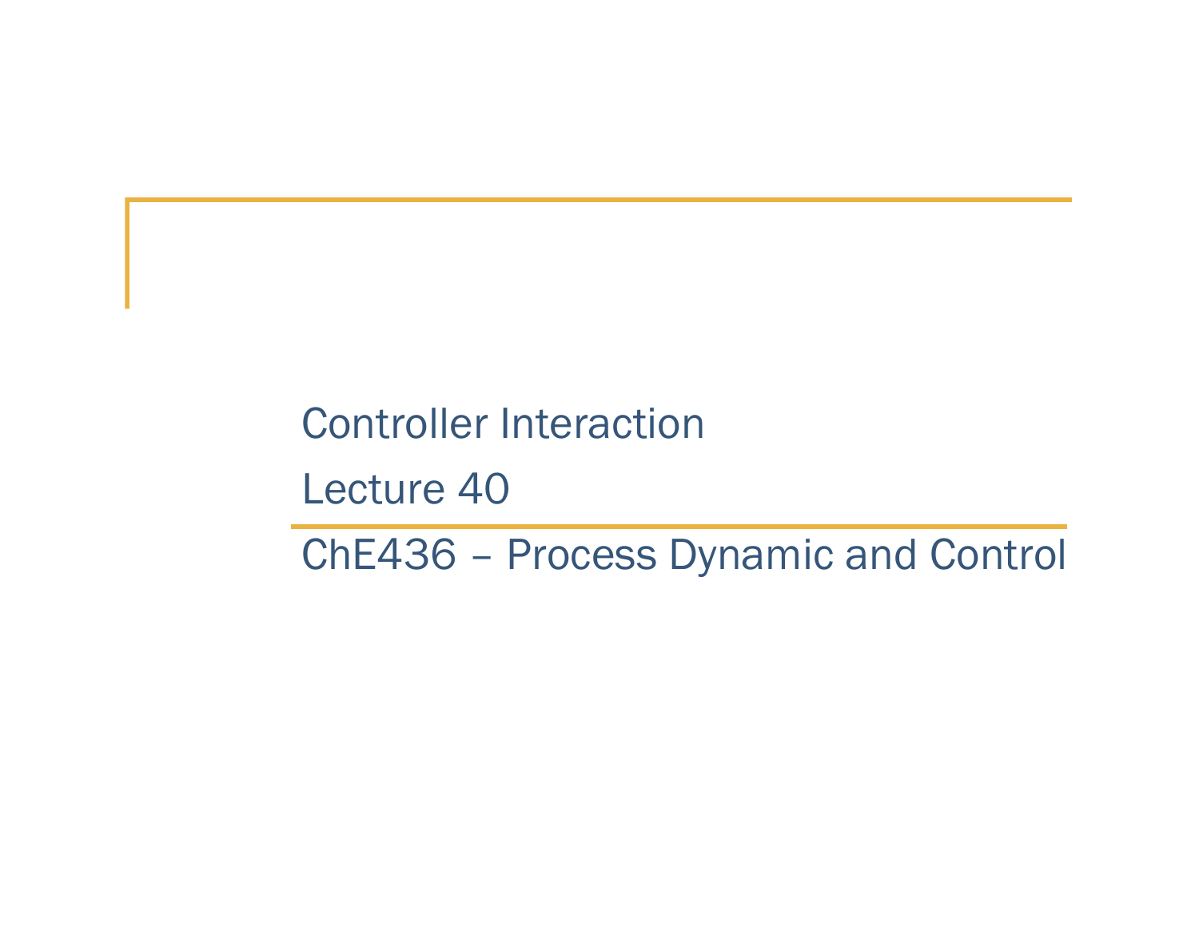# Controller Interaction

Lecture 40

ChE436 – Process Dynamic and Control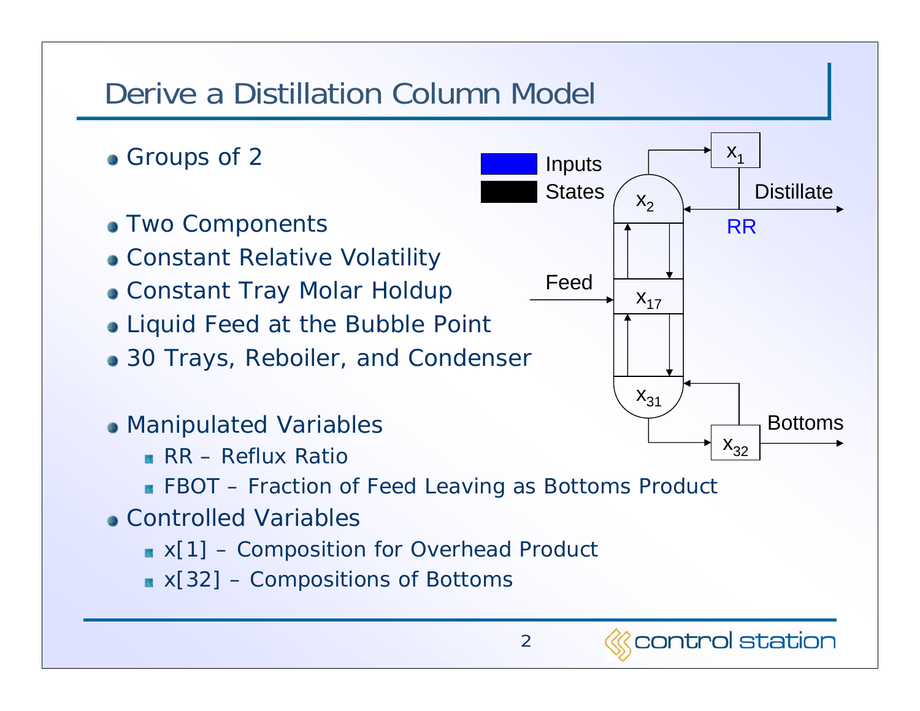# Derive a Distillation Column Model

- Groups of 2

- Two Components
- Constant Relative Volatility
- Constant Tray Molar Holdup
- Liquid Feed at the Bubble Point
- 30 Trays, Reboiler, and Condenser

- Manipulated Variables
  - RR – Reflux Ratio
  - FBOT – Fraction of Feed Leaving as Bottoms Product
- Controlled Variables
  - x[1] – Composition for Overhead Product
  - x[32] – Compositions of Bottoms

Inputs
States

$x_1$
$x_2$
Distillate
RR
Feed
$x_{17}$
$x_{31}$
Bottoms
$x_{32}$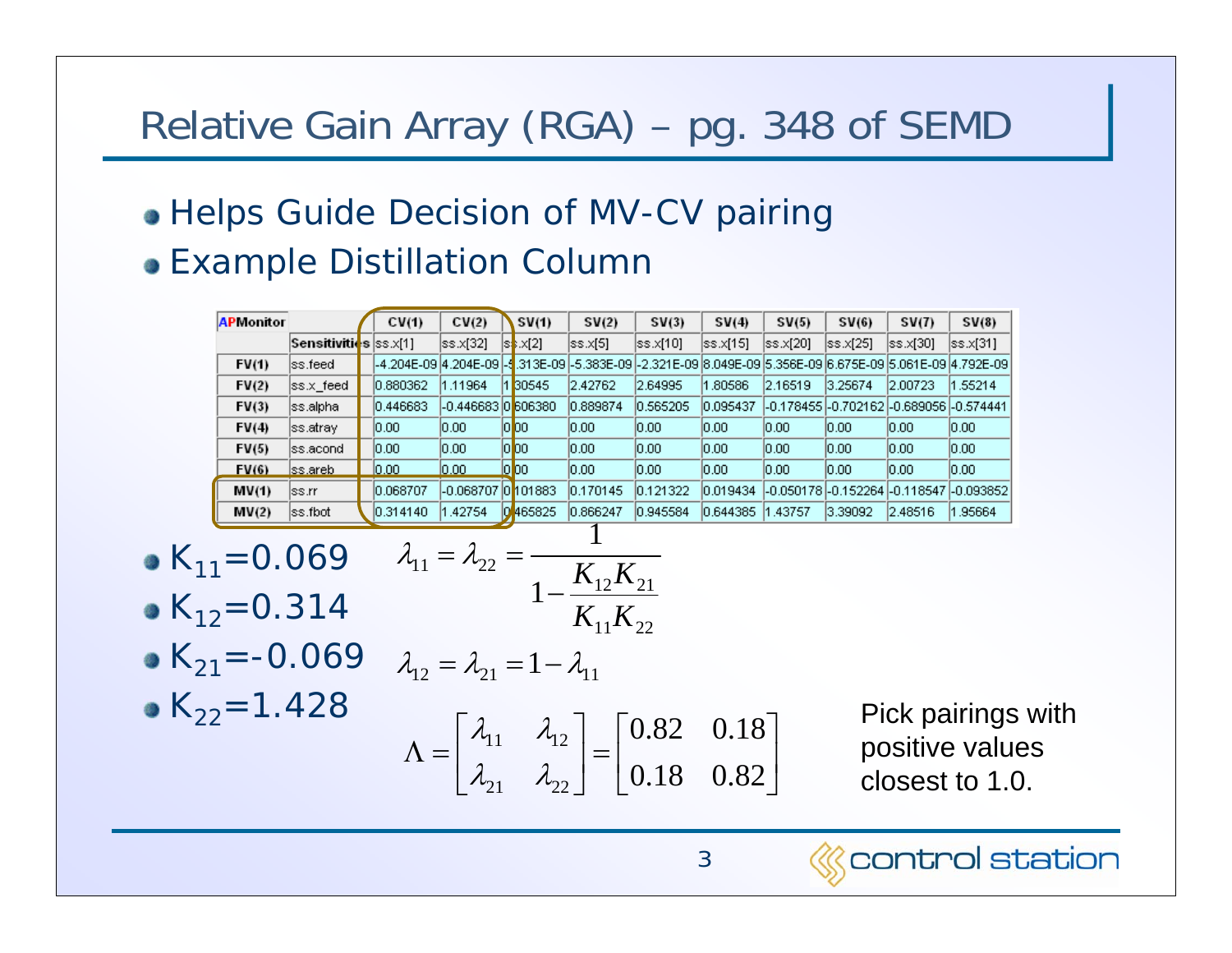# Relative Gain Array (RGA) – pg. 348 of SEMD

- Helps Guide Decision of MV-CV pairing
- Example Distillation Column

| APMonitor | | CV(1) | CV(2) | SV(1) | SV(2) | SV(3) | SV(4) | SV(5) | SV(6) | SV(7) | SV(8) |
|---|---|---|---|---|---|---|---|---|---|---|---|
| | Sensitivities | ss.x[1] | ss.x[32] | ss.x[2] | ss.x[5] | ss.x[10] | ss.x[15] | ss.x[20] | ss.x[25] | ss.x[30] | ss.x[31] |
| FV(1) | ss.feed | -4.204E-09 | 4.204E-09 | -5.313E-09 | -5.383E-09 | -2.321E-09 | 8.049E-09 | 5.356E-09 | 6.675E-09 | 5.061E-09 | 4.792E-09 |
| FV(2) | ss.x_feed | 0.880362 | 1.11964 | 1.30545 | 2.42762 | 2.64995 | 1.80586 | 2.16519 | 3.25674 | 2.00723 | 1.55214 |
| FV(3) | ss.alpha | 0.446683 | -0.446683 | 0.606380 | 0.889874 | 0.565205 | 0.095437 | -0.178455 | -0.702162 | -0.689056 | -0.574441 |
| FV(4) | ss.atray | 0.00 | 0.00 | 0.00 | 0.00 | 0.00 | 0.00 | 0.00 | 0.00 | 0.00 | 0.00 |
| FV(5) | ss.acond | 0.00 | 0.00 | 0.00 | 0.00 | 0.00 | 0.00 | 0.00 | 0.00 | 0.00 | 0.00 |
| FV(6) | ss.areb | 0.00 | 0.00 | 0.00 | 0.00 | 0.00 | 0.00 | 0.00 | 0.00 | 0.00 | 0.00 |
| MV(1) | ss.rr | 0.068707 | -0.068707 | 0.101883 | 0.170145 | 0.121322 | 0.019434 | -0.050178 | -0.152264 | -0.118547 | -0.093852 |
| MV(2) | ss.fbot | 0.314140 | 1.42754 | 0.465825 | 0.866247 | 0.945584 | 0.644385 | 1.43757 | 3.39092 | 2.48516 | 1.95664 |

- $K_{11}=0.069$
- $K_{12}=0.314$
- $K_{21}=-0.069$
- $K_{22}=1.428$

$$\lambda_{11} = \lambda_{22} = \frac{1}{1-\dfrac{K_{12}K_{21}}{K_{11}K_{22}}}$$

$$\lambda_{12} = \lambda_{21} = 1-\lambda_{11}$$

$$\Lambda = \begin{bmatrix} \lambda_{11} & \lambda_{12} \\ \lambda_{21} & \lambda_{22} \end{bmatrix} = \begin{bmatrix} 0.82 & 0.18 \\ 0.18 & 0.82 \end{bmatrix}$$

Pick pairings with positive values closest to 1.0.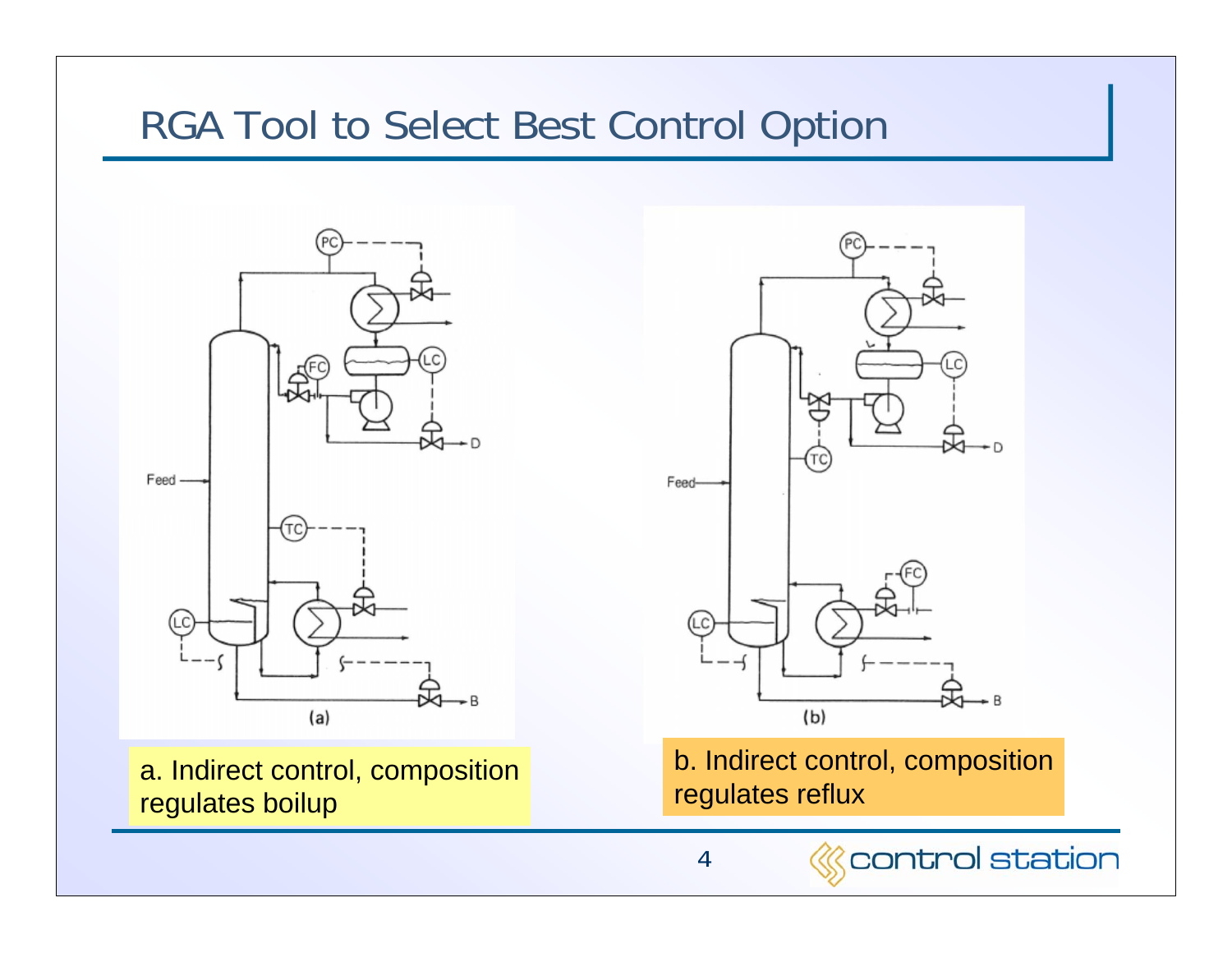# RGA Tool to Select Best Control Option

a. Indirect control, composition regulates boilup

b. Indirect control, composition regulates reflux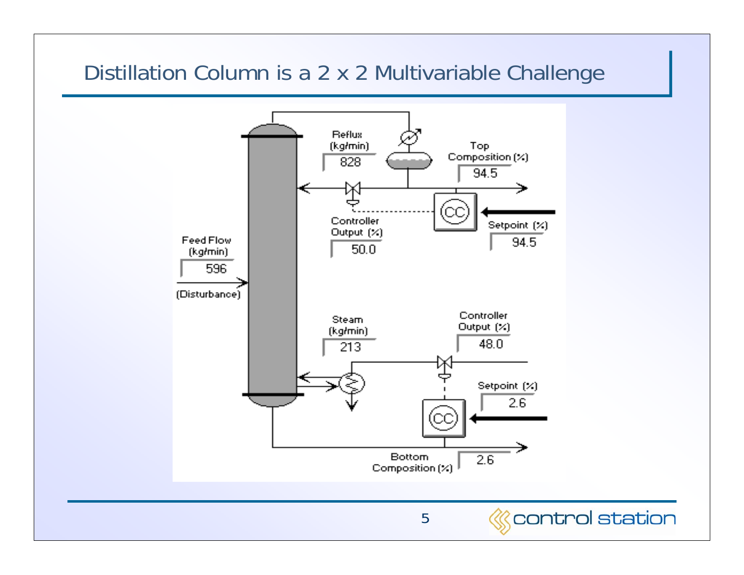# Distillation Column is a 2 x 2 Multivariable Challenge

Reflux (kg/min) 828

Top Composition (%) 94.5

Controller Output (%) 50.0

Setpoint (%) 94.5

Feed Flow (kg/min) 596

(Disturbance)

Steam (kg/min) 213

Controller Output (%) 48.0

Setpoint (%) 2.6

Bottom Composition (%) 2.6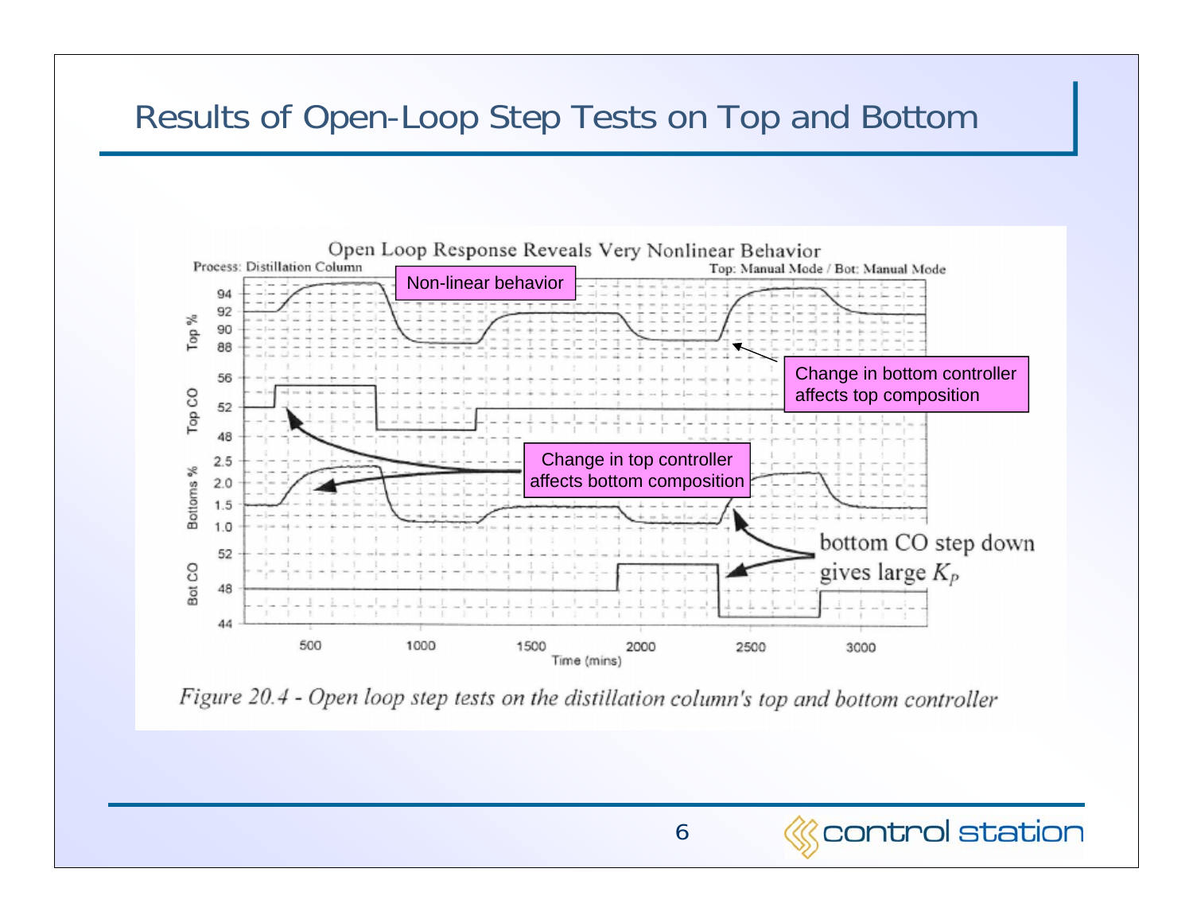# Results of Open-Loop Step Tests on Top and Bottom

Open Loop Response Reveals Very Nonlinear Behavior

Process: Distillation Column — Top: Manual Mode / Bot: Manual Mode

Non-linear behavior

Change in bottom controller affects top composition

Change in top controller affects bottom composition

bottom CO step down gives large $K_P$

*Figure 20.4 - Open loop step tests on the distillation column's top and bottom controller*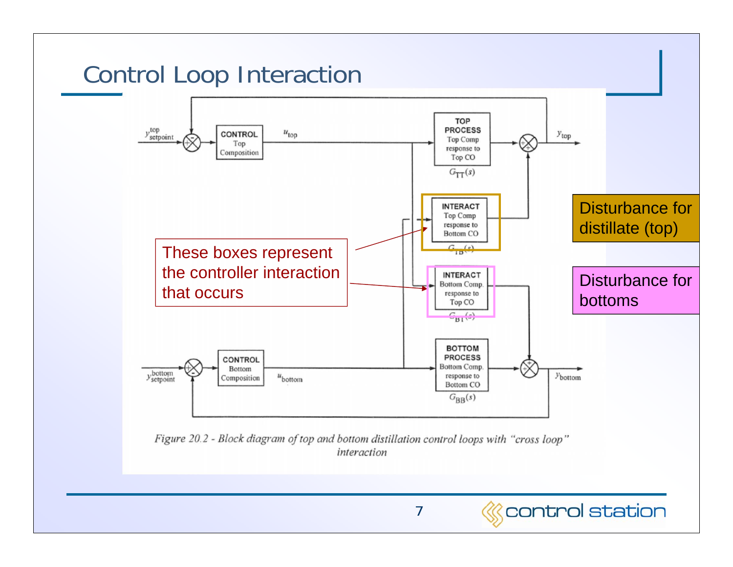# Control Loop Interaction

$y^{top}_{setpoint}$ → CONTROL Top Composition → $u_{top}$ → TOP PROCESS Top Comp response to Top CO $G_{TT}(s)$ → $y_{top}$

INTERACT Top Comp response to Bottom CO $G_{TB}(s)$

INTERACT Bottom Comp. response to Top CO $G_{BT}(s)$

$y^{bottom}_{setpoint}$ → CONTROL Bottom Composition → $u_{bottom}$ → BOTTOM PROCESS Bottom Comp. response to Bottom CO $G_{BB}(s)$ → $y_{bottom}$

These boxes represent the controller interaction that occurs

Disturbance for distillate (top)

Disturbance for bottoms

*Figure 20.2 - Block diagram of top and bottom distillation control loops with "cross loop" interaction*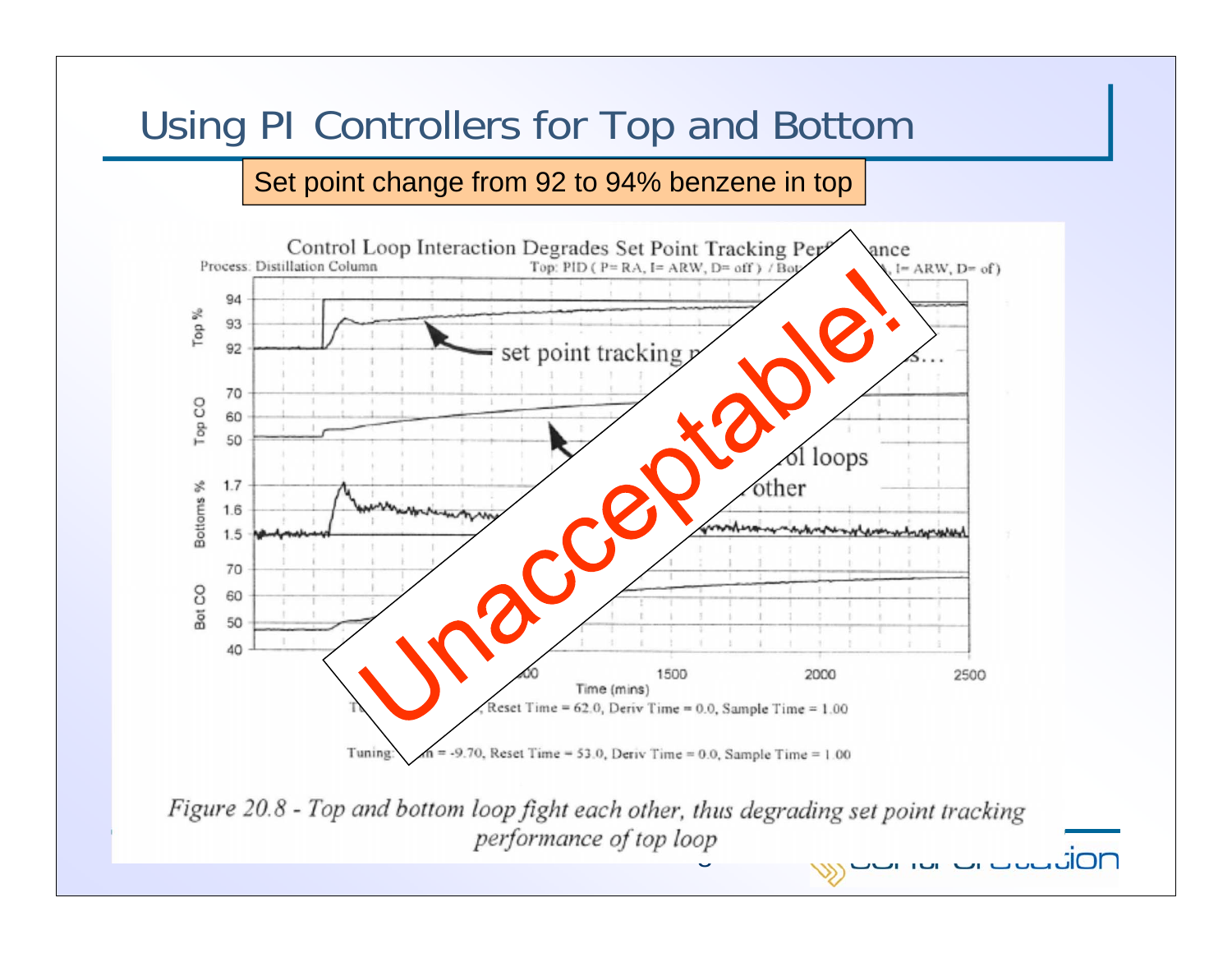# Using PI Controllers for Top and Bottom

Set point change from 92 to 94% benzene in top

Control Loop Interaction Degrades Set Point Tracking Performance

Process: Distillation Column

Unacceptable!

*Figure 20.8 - Top and bottom loop fight each other, thus degrading set point tracking performance of top loop*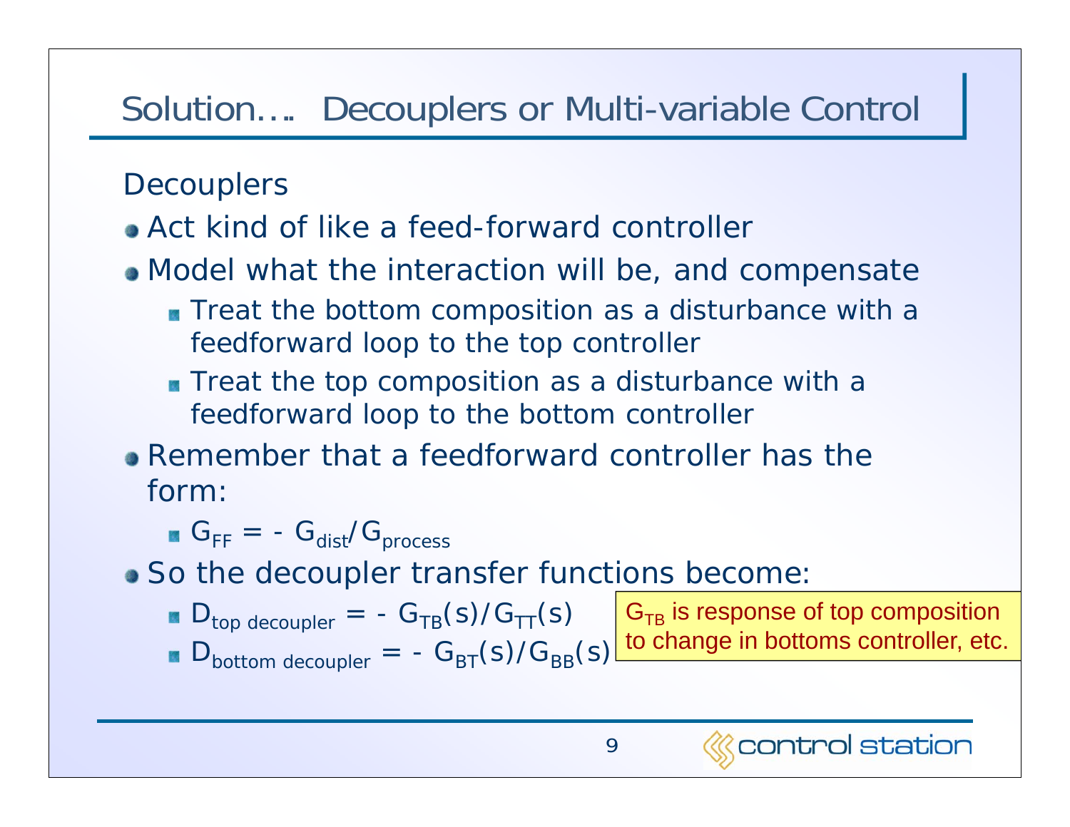# Solution…. Decouplers or Multi-variable Control

Decouplers

- Act kind of like a feed-forward controller
- Model what the interaction will be, and compensate
  - Treat the bottom composition as a disturbance with a feedforward loop to the top controller
  - Treat the top composition as a disturbance with a feedforward loop to the bottom controller
- Remember that a feedforward controller has the form:
  - $G_{FF} = - G_{dist}/G_{process}$
- So the decoupler transfer functions become:
  - $D_{top\ decoupler} = - G_{TB}(s)/G_{TT}(s)$
  - $D_{bottom\ decoupler} = - G_{BT}(s)/G_{BB}(s)$

$G_{TB}$ is response of top composition to change in bottoms controller, etc.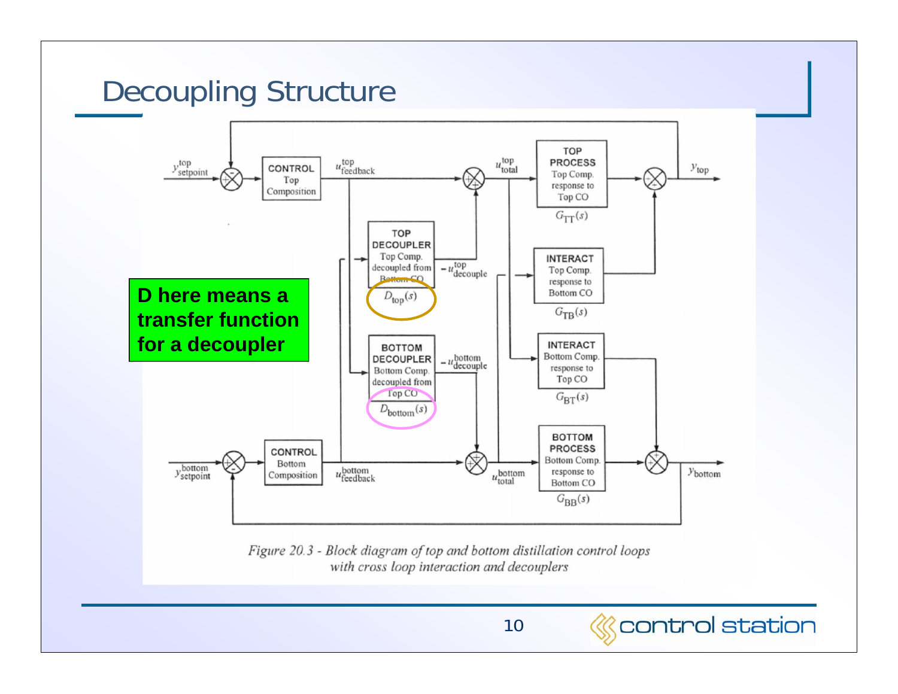# Decoupling Structure

**D here means a transfer function for a decoupler**

CONTROL Top Composition

CONTROL Bottom Composition

TOP DECOUPLER Top Comp. decoupled from Bottom CO $D_{top}(s)$

BOTTOM DECOUPLER Bottom Comp. decoupled from Top CO $D_{bottom}(s)$

TOP PROCESS Top Comp. response to Top CO $G_{TT}(s)$

INTERACT Top Comp. response to Bottom CO $G_{TB}(s)$

INTERACT Bottom Comp. response to Top CO $G_{BT}(s)$

BOTTOM PROCESS Bottom Comp. response to Bottom CO $G_{BB}(s)$

$y^{top}_{setpoint}$, $u^{top}_{feedback}$, $u^{top}_{total}$, $-u^{top}_{decouple}$, $y_{top}$

$y^{bottom}_{setpoint}$, $u^{bottom}_{feedback}$, $u^{bottom}_{total}$, $-u^{bottom}_{decouple}$, $y_{bottom}$

*Figure 20.3 - Block diagram of top and bottom distillation control loops with cross loop interaction and decouplers*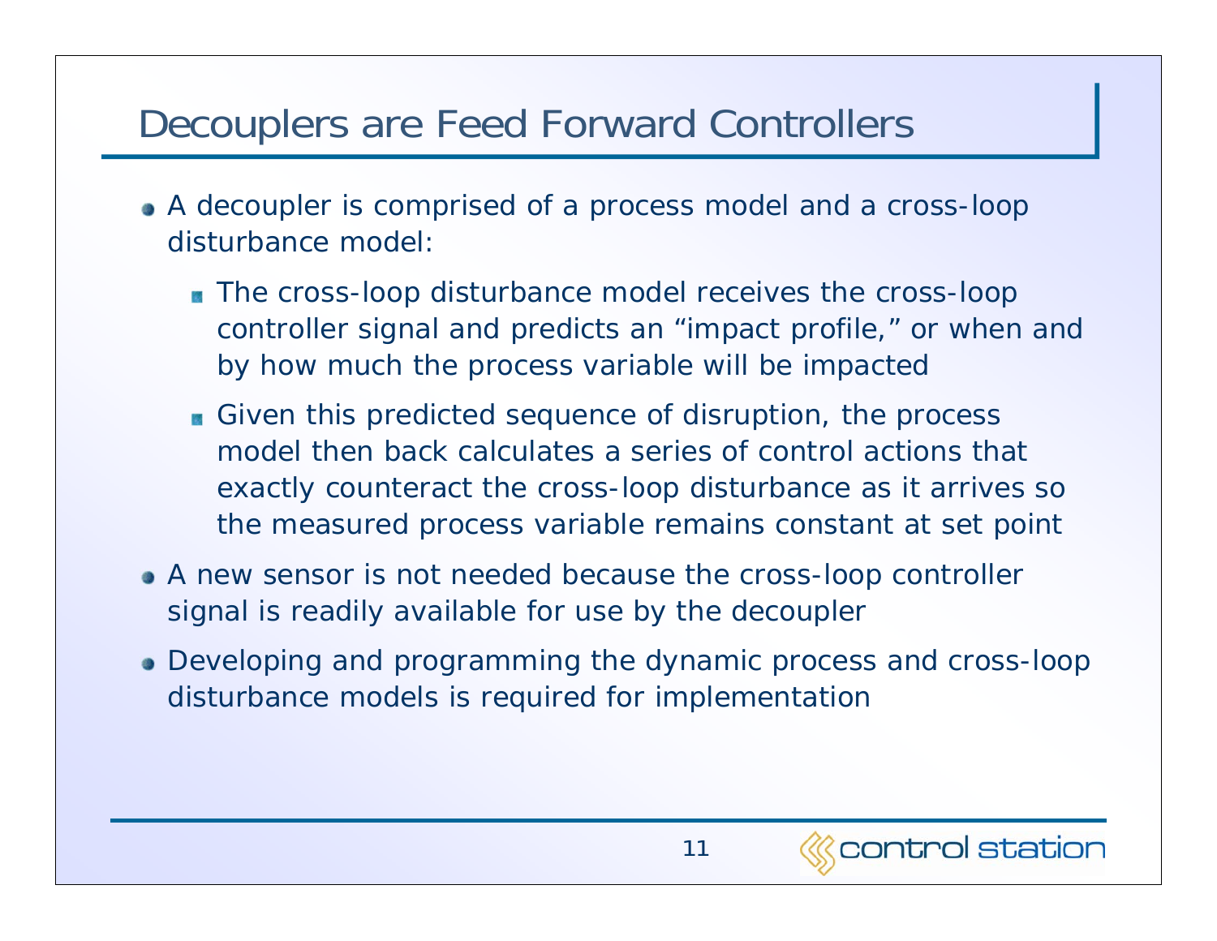# Decouplers are Feed Forward Controllers

- A decoupler is comprised of a process model and a cross-loop disturbance model:
  - The cross-loop disturbance model receives the cross-loop controller signal and predicts an "impact profile," or when and by how much the process variable will be impacted
  - Given this predicted sequence of disruption, the process model then back calculates a series of control actions that exactly counteract the cross-loop disturbance as it arrives so the measured process variable remains constant at set point
- A new sensor is not needed because the cross-loop controller signal is readily available for use by the decoupler
- Developing and programming the dynamic process and cross-loop disturbance models is required for implementation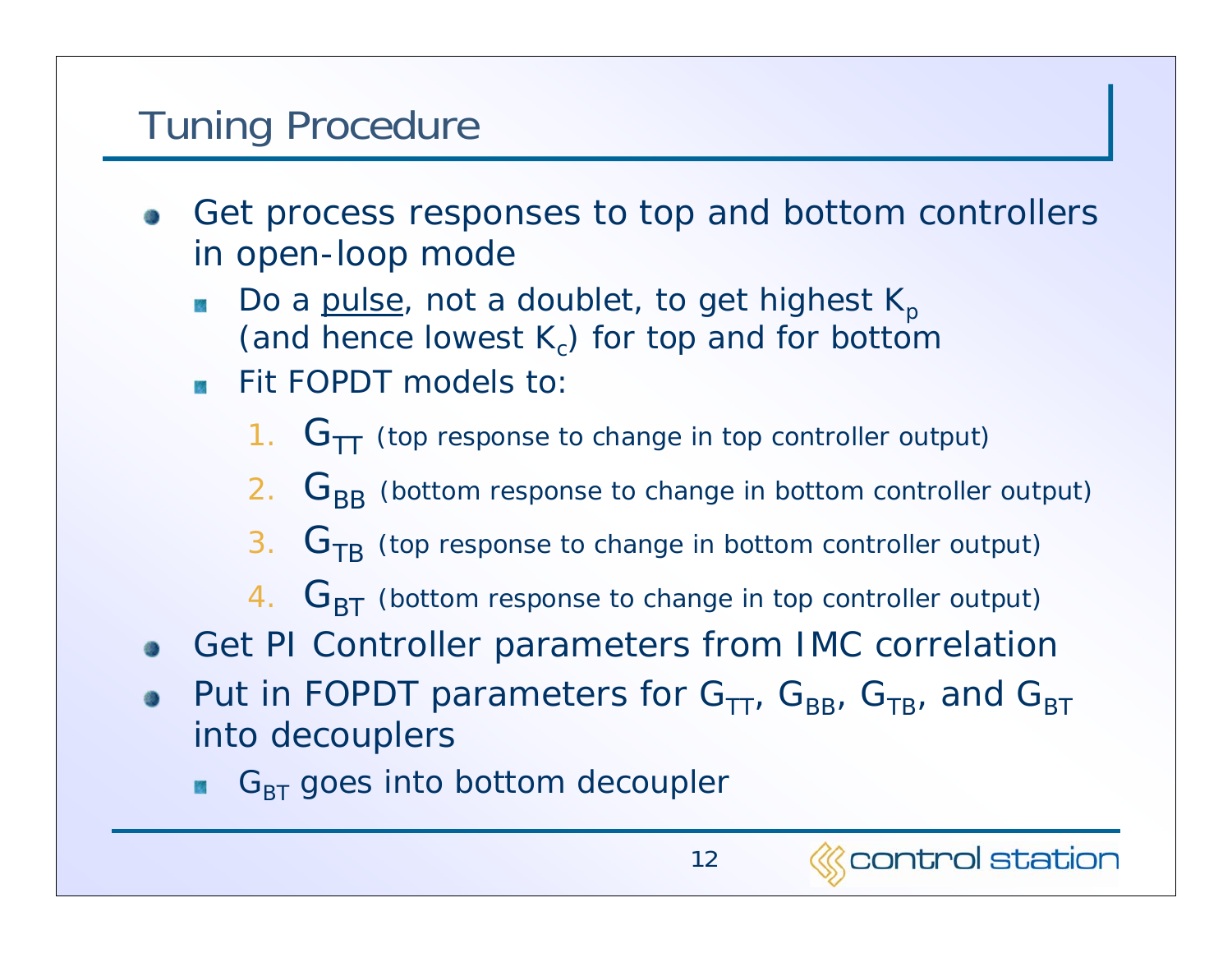# Tuning Procedure

- Get process responses to top and bottom controllers in open-loop mode
  - Do a <u>pulse</u>, not a doublet, to get highest $K_p$ (and hence lowest $K_c$) for top and for bottom
  - Fit FOPDT models to:
    1. $G_{TT}$ (top response to change in top controller output)
    2. $G_{BB}$ (bottom response to change in bottom controller output)
    3. $G_{TB}$ (top response to change in bottom controller output)
    4. $G_{BT}$ (bottom response to change in top controller output)
- Get PI Controller parameters from IMC correlation
- Put in FOPDT parameters for $G_{TT}$, $G_{BB}$, $G_{TB}$, and $G_{BT}$ into decouplers
  - $G_{BT}$ goes into bottom decoupler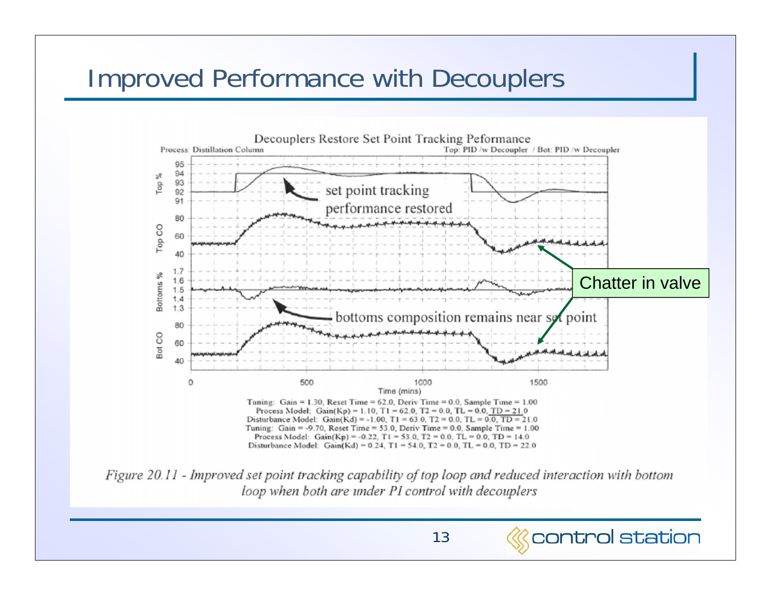# Improved Performance with Decouplers

**Decouplers Restore Set Point Tracking Peformance**

Process: Distillation Column — Top: PID /w Decoupler / Bot: PID /w Decoupler

- set point tracking performance restored
- bottoms composition remains near set point
- Chatter in valve

Tuning: Gain = 1.30, Reset Time = 62.0, Deriv Time = 0.0, Sample Time = 1.00
Process Model: Gain(Kp) = 1.10, T1 = 62.0, T2 = 0.0, TL = 0.0, TD = 21.0
Disturbance Model: Gain(Kd) = -1.00, T1 = 63.0, T2 = 0.0, TL = 0.0, TD = 21.0
Tuning: Gain = -9.70, Reset Time = 53.0, Deriv Time = 0.0, Sample Time = 1.00
Process Model: Gain(Kp) = -0.22, T1 = 53.0, T2 = 0.0, TL = 0.0, TD = 14.0
Disturbance Model: Gain(Kd) = 0.24, T1 = 54.0, T2 = 0.0, TL = 0.0, TD = 22.0

*Figure 20.11 - Improved set point tracking capability of top loop and reduced interaction with bottom loop when both are under PI control with decouplers*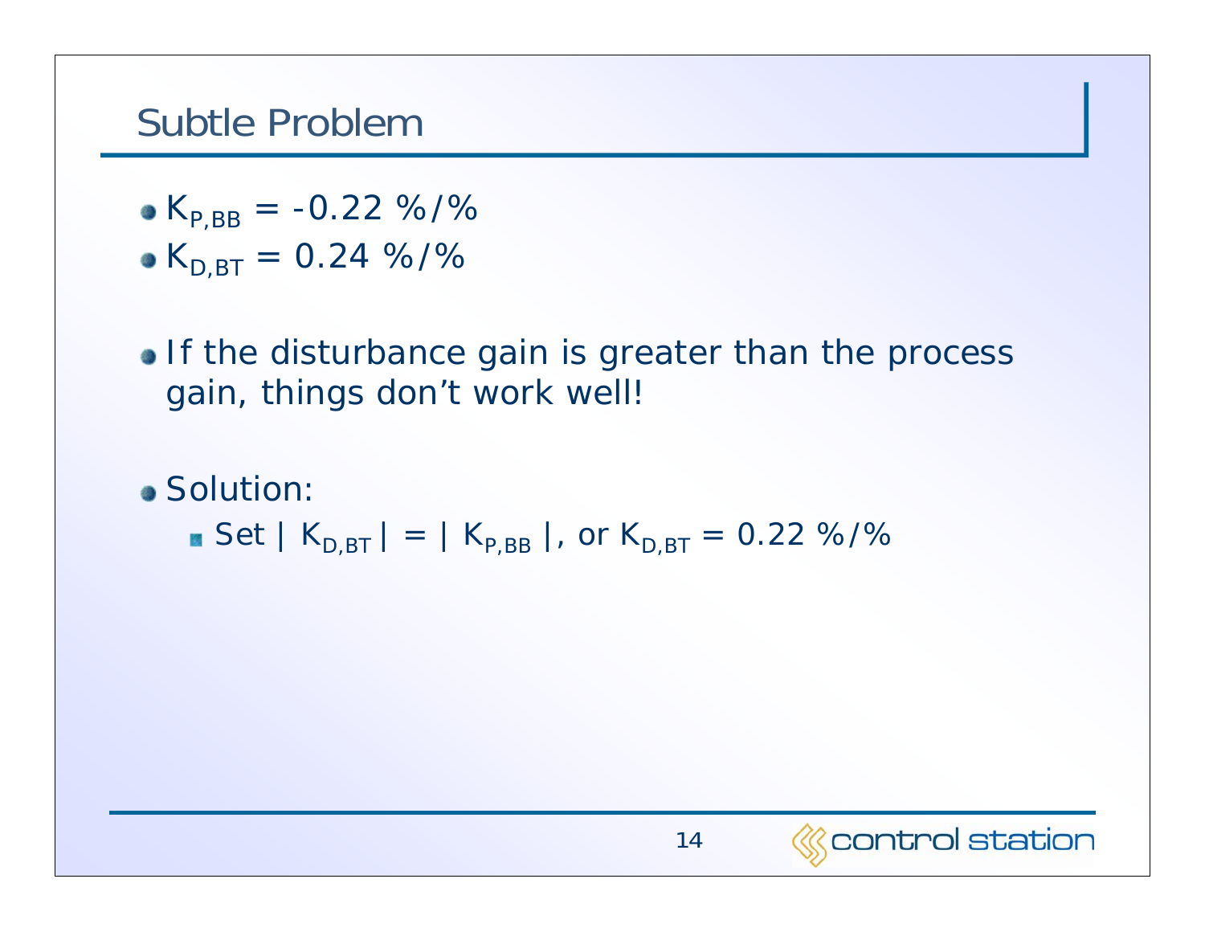# Subtle Problem

- $K_{P,BB} = -0.22\ \%/\%$
- $K_{D,BT} = 0.24\ \%/\%$

- If the disturbance gain is greater than the process gain, things don’t work well!

- Solution:
  - Set $|K_{D,BT}| = |K_{P,BB}|$, or $K_{D,BT} = 0.22\ \%/\%$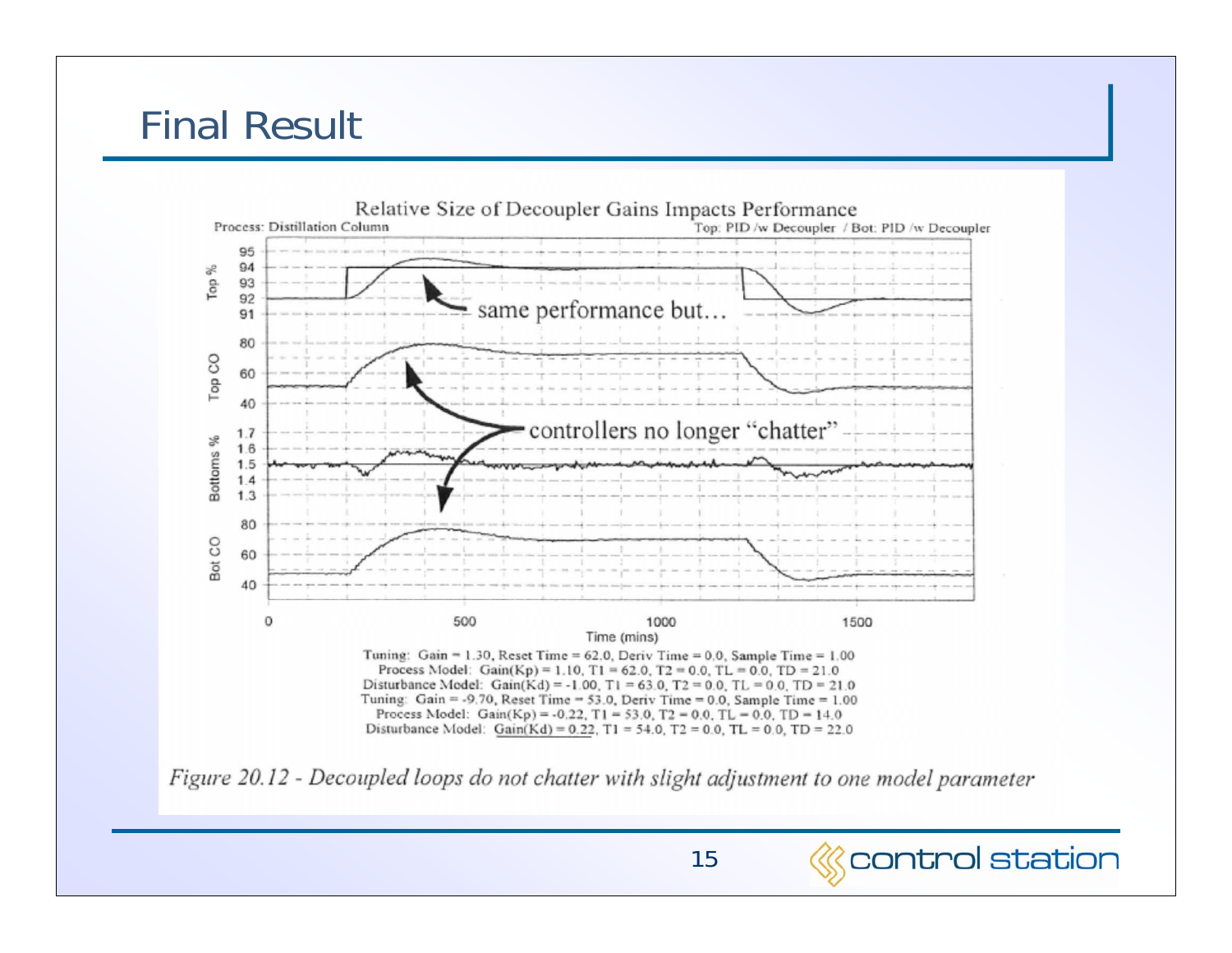# Final Result

Relative Size of Decoupler Gains Impacts Performance

Process: Distillation Column — Top: PID /w Decoupler / Bot: PID /w Decoupler

same performance but…

controllers no longer "chatter"

Tuning: Gain = 1.30, Reset Time = 62.0, Deriv Time = 0.0, Sample Time = 1.00
Process Model: Gain(Kp) = 1.10, T1 = 62.0, T2 = 0.0, TL = 0.0, TD = 21.0
Disturbance Model: Gain(Kd) = -1.00, T1 = 63.0, T2 = 0.0, TL = 0.0, TD = 21.0
Tuning: Gain = -9.70, Reset Time = 53.0, Deriv Time = 0.0, Sample Time = 1.00
Process Model: Gain(Kp) = -0.22, T1 = 53.0, T2 = 0.0, TL = 0.0, TD = 14.0
Disturbance Model: Gain(Kd) = 0.22, T1 = 54.0, T2 = 0.0, TL = 0.0, TD = 22.0

*Figure 20.12 - Decoupled loops do not chatter with slight adjustment to one model parameter*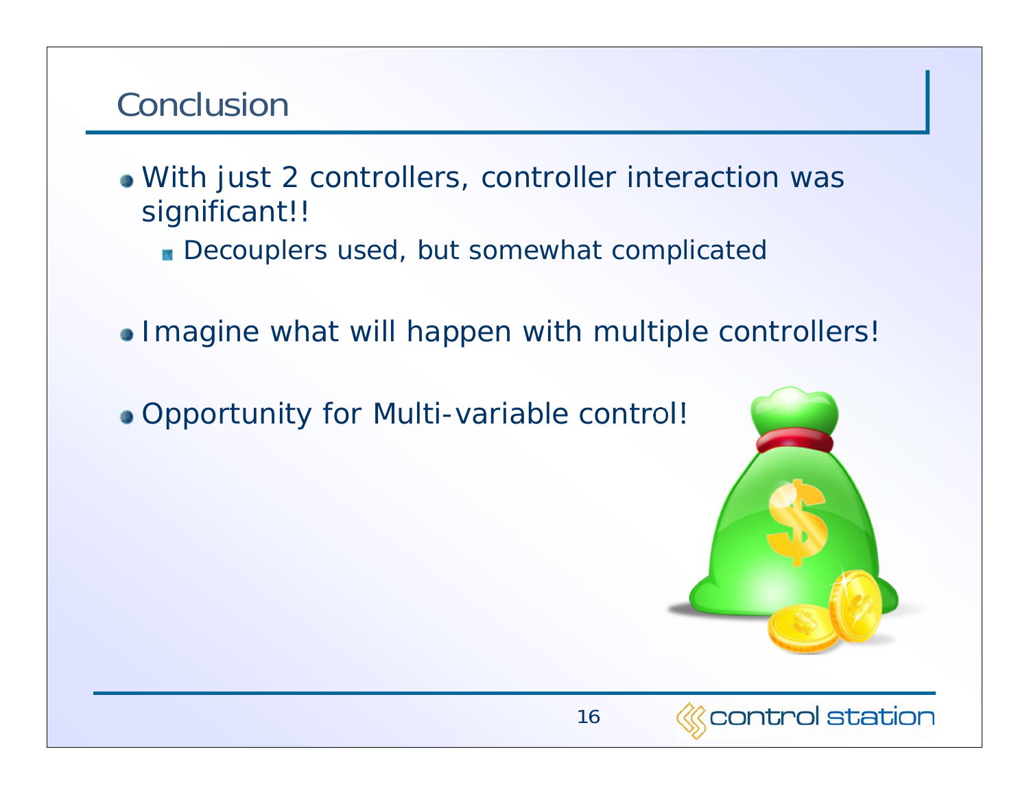# Conclusion

- With just 2 controllers, controller interaction was significant!!
  - Decouplers used, but somewhat complicated
- Imagine what will happen with multiple controllers!
- Opportunity for Multi-variable control!